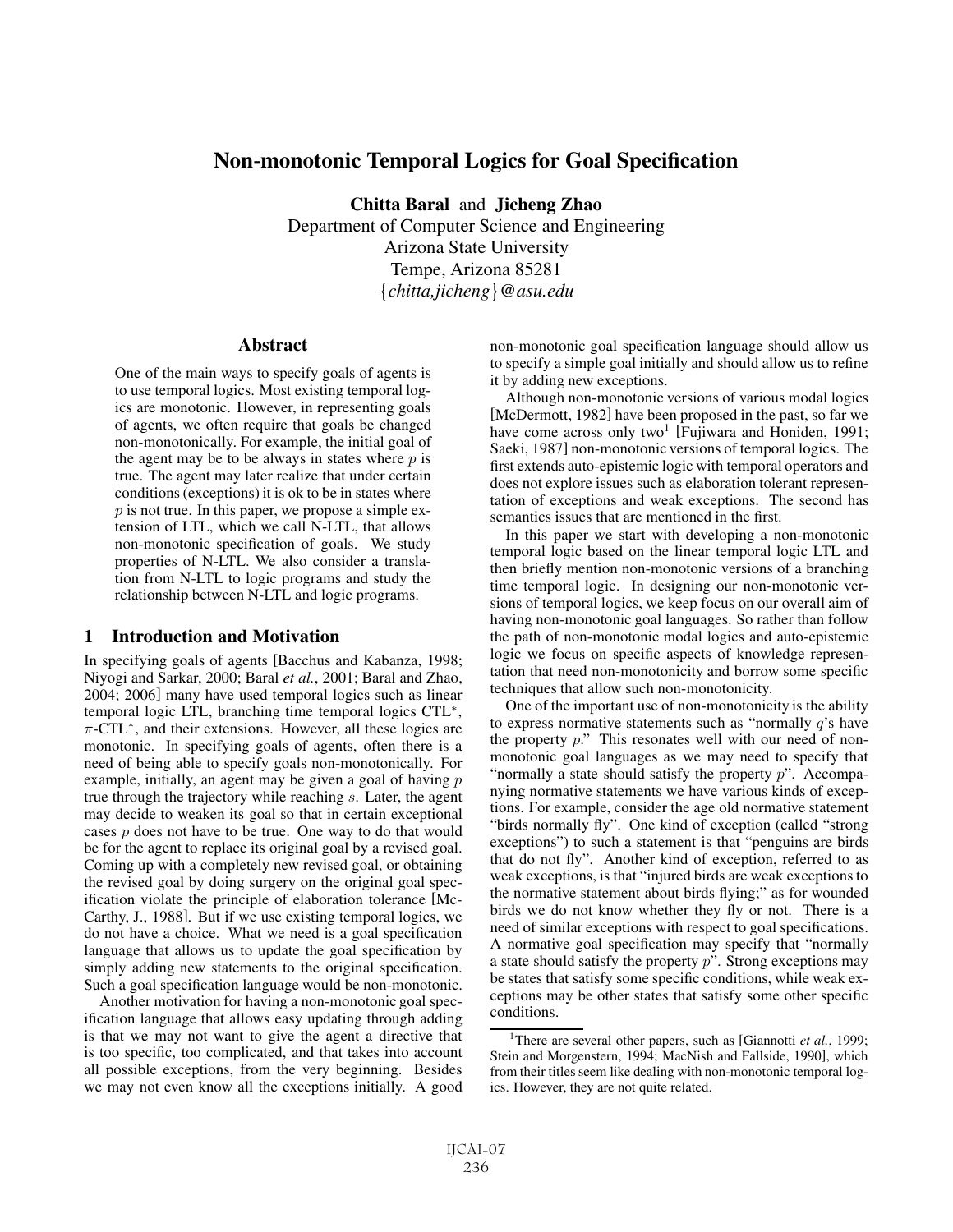# Non-monotonic Temporal Logics for Goal Specification

**Chitta Baral** and **Jicheng Zhao**
Department of Computer Science and Engineering
Arizona State University
Tempe, Arizona 85281
{*chitta,jicheng*}@*asu.edu*

## Abstract

One of the main ways to specify goals of agents is to use temporal logics. Most existing temporal logics are monotonic. However, in representing goals of agents, we often require that goals be changed non-monotonically. For example, the initial goal of the agent may be to be always in states where $p$ is true. The agent may later realize that under certain conditions (exceptions) it is ok to be in states where $p$ is not true. In this paper, we propose a simple extension of LTL, which we call N-LTL, that allows non-monotonic specification of goals. We study properties of N-LTL. We also consider a translation from N-LTL to logic programs and study the relationship between N-LTL and logic programs.

## 1 Introduction and Motivation

In specifying goals of agents [Bacchus and Kabanza, 1998; Niyogi and Sarkar, 2000; Baral *et al.*, 2001; Baral and Zhao, 2004; 2006] many have used temporal logics such as linear temporal logic LTL, branching time temporal logics CTL$^*$, $\pi$-CTL$^*$, and their extensions. However, all these logics are monotonic. In specifying goals of agents, often there is a need of being able to specify goals non-monotonically. For example, initially, an agent may be given a goal of having $p$ true through the trajectory while reaching $s$. Later, the agent may decide to weaken its goal so that in certain exceptional cases $p$ does not have to be true. One way to do that would be for the agent to replace its original goal by a revised goal. Coming up with a completely new revised goal, or obtaining the revised goal by doing surgery on the original goal specification violate the principle of elaboration tolerance [McCarthy, J., 1988]. But if we use existing temporal logics, we do not have a choice. What we need is a goal specification language that allows us to update the goal specification by simply adding new statements to the original specification. Such a goal specification language would be non-monotonic.

Another motivation for having a non-monotonic goal specification language that allows easy updating through adding is that we may not want to give the agent a directive that is too specific, too complicated, and that takes into account all possible exceptions, from the very beginning. Besides we may not even know all the exceptions initially. A good non-monotonic goal specification language should allow us to specify a simple goal initially and should allow us to refine it by adding new exceptions.

Although non-monotonic versions of various modal logics [McDermott, 1982] have been proposed in the past, so far we have come across only two[1] [Fujiwara and Honiden, 1991; Saeki, 1987] non-monotonic versions of temporal logics. The first extends auto-epistemic logic with temporal operators and does not explore issues such as elaboration tolerant representation of exceptions and weak exceptions. The second has semantics issues that are mentioned in the first.

In this paper we start with developing a non-monotonic temporal logic based on the linear temporal logic LTL and then briefly mention non-monotonic versions of a branching time temporal logic. In designing our non-monotonic versions of temporal logics, we keep focus on our overall aim of having non-monotonic goal languages. So rather than follow the path of non-monotonic modal logics and auto-epistemic logic we focus on specific aspects of knowledge representation that need non-monotonicity and borrow some specific techniques that allow such non-monotonicity.

One of the important use of non-monotonicity is the ability to express normative statements such as "normally $q$'s have the property $p$." This resonates well with our need of non-monotonic goal languages as we may need to specify that "normally a state should satisfy the property $p$". Accompanying normative statements we have various kinds of exceptions. For example, consider the age old normative statement "birds normally fly". One kind of exception (called "strong exceptions") to such a statement is that "penguins are birds that do not fly". Another kind of exception, referred to as weak exceptions, is that "injured birds are weak exceptions to the normative statement about birds flying;" as for wounded birds we do not know whether they fly or not. There is a need of similar exceptions with respect to goal specifications. A normative goal specification may specify that "normally a state should satisfy the property $p$". Strong exceptions may be states that satisfy some specific conditions, while weak exceptions may be other states that satisfy some other specific conditions.

[1] There are several other papers, such as [Giannotti *et al.*, 1999; Stein and Morgenstern, 1994; MacNish and Fallside, 1990], which from their titles seem like dealing with non-monotonic temporal logics. However, they are not quite related.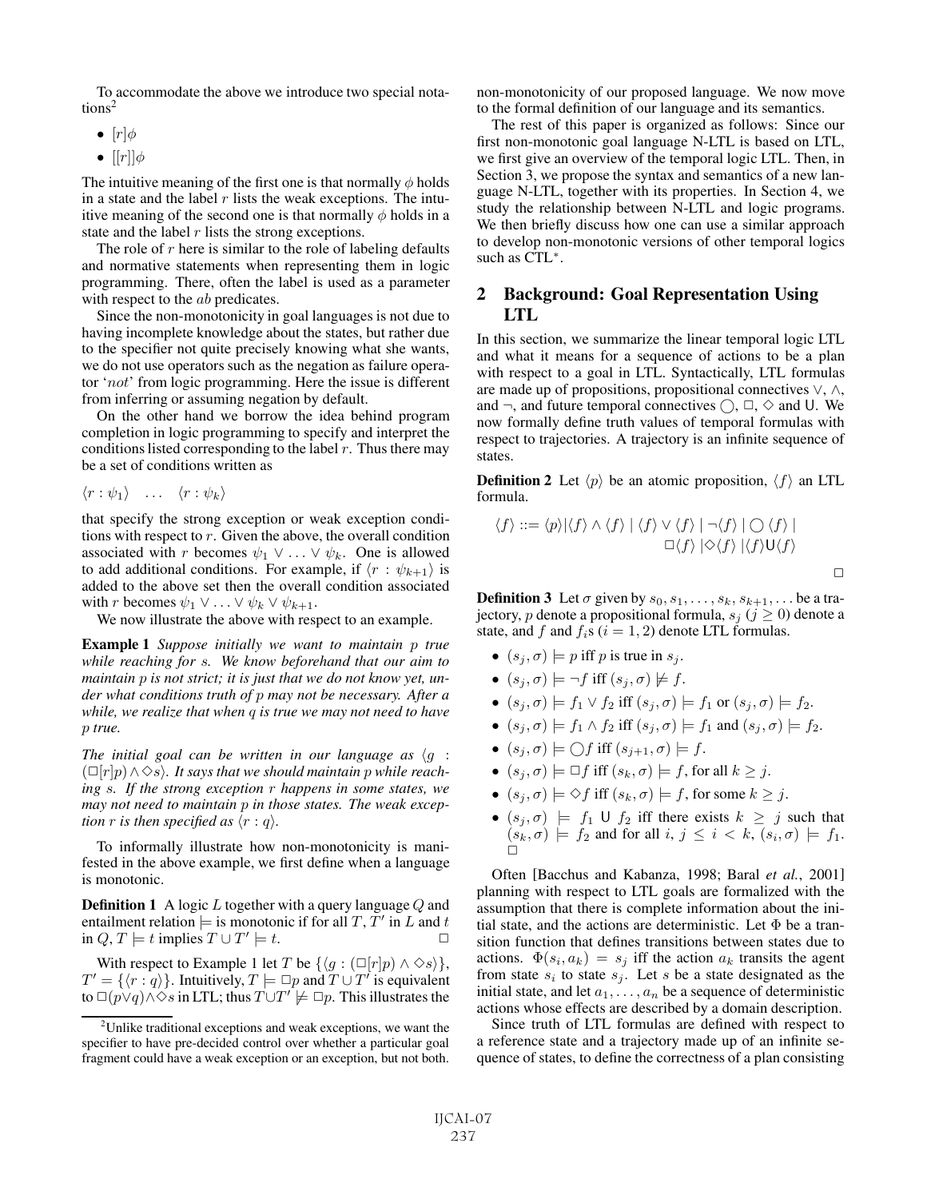To accommodate the above we introduce two special notations[2]

- $[r]\phi$
- $[[r]]\phi$

The intuitive meaning of the first one is that normally $\phi$ holds in a state and the label $r$ lists the weak exceptions. The intuitive meaning of the second one is that normally $\phi$ holds in a state and the label $r$ lists the strong exceptions.

The role of $r$ here is similar to the role of labeling defaults and normative statements when representing them in logic programming. There, often the label is used as a parameter with respect to the $ab$ predicates.

Since the non-monotonicity in goal languages is not due to having incomplete knowledge about the states, but rather due to the specifier not quite precisely knowing what she wants, we do not use operators such as the negation as failure operator '$not$' from logic programming. Here the issue is different from inferring or assuming negation by default.

On the other hand we borrow the idea behind program completion in logic programming to specify and interpret the conditions listed corresponding to the label $r$. Thus there may be a set of conditions written as

$$\langle r : \psi_1 \rangle \quad \ldots \quad \langle r : \psi_k \rangle$$

that specify the strong exception or weak exception conditions with respect to $r$. Given the above, the overall condition associated with $r$ becomes $\psi_1 \vee \ldots \vee \psi_k$. One is allowed to add additional conditions. For example, if $\langle r : \psi_{k+1} \rangle$ is added to the above set then the overall condition associated with $r$ becomes $\psi_1 \vee \ldots \vee \psi_k \vee \psi_{k+1}$.

We now illustrate the above with respect to an example.

**Example 1** *Suppose initially we want to maintain $p$ true while reaching for $s$. We know beforehand that our aim to maintain $p$ is not strict; it is just that we do not know yet, under what conditions truth of $p$ may not be necessary. After a while, we realize that when $q$ is true we may not need to have $p$ true.*

*The initial goal can be written in our language as $\langle g : (\Box[r]p) \wedge \Diamond s \rangle$. It says that we should maintain $p$ while reaching $s$. If the strong exception $r$ happens in some states, we may not need to maintain $p$ in those states. The weak exception $r$ is then specified as $\langle r : q \rangle$.*

To informally illustrate how non-monotonicity is manifested in the above example, we first define when a language is monotonic.

**Definition 1** A logic $L$ together with a query language $Q$ and entailment relation $\models$ is monotonic if for all $T$, $T'$ in $L$ and $t$ in $Q$, $T \models t$ implies $T \cup T' \models t$. $\Box$

With respect to Example 1 let $T$ be $\{\langle g : (\Box[r]p) \wedge \Diamond s \rangle\}$, $T' = \{\langle r : q \rangle\}$. Intuitively, $T \models \Box p$ and $T \cup T'$ is equivalent to $\Box(p \vee q) \wedge \Diamond s$ in LTL; thus $T \cup T' \not\models \Box p$. This illustrates the non-monotonicity of our proposed language. We now move to the formal definition of our language and its semantics.

The rest of this paper is organized as follows: Since our first non-monotonic goal language N-LTL is based on LTL, we first give an overview of the temporal logic LTL. Then, in Section 3, we propose the syntax and semantics of a new language N-LTL, together with its properties. In Section 4, we study the relationship between N-LTL and logic programs. We then briefly discuss how one can use a similar approach to develop non-monotonic versions of other temporal logics such as CTL*.

## 2 Background: Goal Representation Using LTL

In this section, we summarize the linear temporal logic LTL and what it means for a sequence of actions to be a plan with respect to a goal in LTL. Syntactically, LTL formulas are made up of propositions, propositional connectives $\vee$, $\wedge$, and $\neg$, and future temporal connectives $\bigcirc$, $\Box$, $\Diamond$ and $\mathsf{U}$. We now formally define truth values of temporal formulas with respect to trajectories. A trajectory is an infinite sequence of states.

**Definition 2** Let $\langle p \rangle$ be an atomic proposition, $\langle f \rangle$ an LTL formula.

$$\langle f \rangle ::= \langle p \rangle | \langle f \rangle \wedge \langle f \rangle \mid \langle f \rangle \vee \langle f \rangle \mid \neg \langle f \rangle \mid \bigcirc \langle f \rangle \mid \Box \langle f \rangle \mid \Diamond \langle f \rangle \mid \langle f \rangle \mathsf{U} \langle f \rangle$$

$\Box$

**Definition 3** Let $\sigma$ given by $s_0, s_1, \ldots, s_k, s_{k+1}, \ldots$ be a trajectory, $p$ denote a propositional formula, $s_j$ ($j \geq 0$) denote a state, and $f$ and $f_i$s ($i = 1, 2$) denote LTL formulas.

- $(s_j, \sigma) \models p$ iff $p$ is true in $s_j$.
- $(s_j, \sigma) \models \neg f$ iff $(s_j, \sigma) \not\models f$.
- $(s_j, \sigma) \models f_1 \vee f_2$ iff $(s_j, \sigma) \models f_1$ or $(s_j, \sigma) \models f_2$.
- $(s_j, \sigma) \models f_1 \wedge f_2$ iff $(s_j, \sigma) \models f_1$ and $(s_j, \sigma) \models f_2$.
- $(s_j, \sigma) \models \bigcirc f$ iff $(s_{j+1}, \sigma) \models f$.
- $(s_j, \sigma) \models \Box f$ iff $(s_k, \sigma) \models f$, for all $k \geq j$.
- $(s_j, \sigma) \models \Diamond f$ iff $(s_k, \sigma) \models f$, for some $k \geq j$.
- $(s_j, \sigma) \models f_1 \mathsf{U} f_2$ iff there exists $k \geq j$ such that $(s_k, \sigma) \models f_2$ and for all $i$, $j \leq i < k$, $(s_i, \sigma) \models f_1$. $\Box$

Often [Bacchus and Kabanza, 1998; Baral *et al.*, 2001] planning with respect to LTL goals are formalized with the assumption that there is complete information about the initial state, and the actions are deterministic. Let $\Phi$ be a transition function that defines transitions between states due to actions. $\Phi(s_i, a_k) = s_j$ iff the action $a_k$ transits the agent from state $s_i$ to state $s_j$. Let $s$ be a state designated as the initial state, and let $a_1, \ldots, a_n$ be a sequence of deterministic actions whose effects are described by a domain description.

Since truth of LTL formulas are defined with respect to a reference state and a trajectory made up of an infinite sequence of states, to define the correctness of a plan consisting

[2] Unlike traditional exceptions and weak exceptions, we want the specifier to have pre-decided control over whether a particular goal fragment could have a weak exception or an exception, but not both.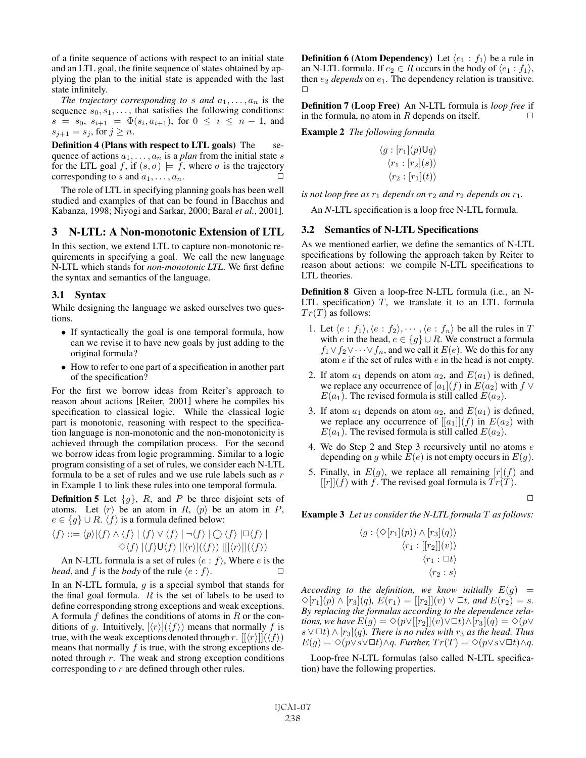of a finite sequence of actions with respect to an initial state and an LTL goal, the finite sequence of states obtained by applying the plan to the initial state is appended with the last state infinitely.

*The trajectory corresponding to $s$ and $a_1, \ldots, a_n$* is the sequence $s_0, s_1, \ldots,$ that satisfies the following conditions: $s = s_0$, $s_{i+1} = \Phi(s_i, a_{i+1})$, for $0 \leq i \leq n-1$, and $s_{j+1} = s_j$, for $j \geq n$.

**Definition 4 (Plans with respect to LTL goals)** The sequence of actions $a_1, \ldots, a_n$ is a *plan* from the initial state $s$ for the LTL goal $f$, if $(s, \sigma) \models f$, where $\sigma$ is the trajectory corresponding to $s$ and $a_1, \ldots, a_n$. □

The role of LTL in specifying planning goals has been well studied and examples of that can be found in [Bacchus and Kabanza, 1998; Niyogi and Sarkar, 2000; Baral *et al.*, 2001].

## 3 N-LTL: A Non-monotonic Extension of LTL

In this section, we extend LTL to capture non-monotonic requirements in specifying a goal. We call the new language N-LTL which stands for *non-monotonic LTL*. We first define the syntax and semantics of the language.

### 3.1 Syntax

While designing the language we asked ourselves two questions.

- If syntactically the goal is one temporal formula, how can we revise it to have new goals by just adding to the original formula?
- How to refer to one part of a specification in another part of the specification?

For the first we borrow ideas from Reiter's approach to reason about actions [Reiter, 2001] where he compiles his specification to classical logic. While the classical logic part is monotonic, reasoning with respect to the specification language is non-monotonic and the non-monotonicity is achieved through the compilation process. For the second we borrow ideas from logic programming. Similar to a logic program consisting of a set of rules, we consider each N-LTL formula to be a set of rules and we use rule labels such as $r$ in Example 1 to link these rules into one temporal formula.

**Definition 5** Let $\{g\}$, $R$, and $P$ be three disjoint sets of atoms. Let $\langle r \rangle$ be an atom in $R$, $\langle p \rangle$ be an atom in $P$, $e \in \{g\} \cup R$. $\langle f \rangle$ is a formula defined below:

$$\langle f \rangle ::= \langle p \rangle | \langle f \rangle \wedge \langle f \rangle \mid \langle f \rangle \vee \langle f \rangle \mid \neg \langle f \rangle \mid \bigcirc \langle f \rangle \mid \Box \langle f \rangle \mid \Diamond \langle f \rangle \mid \langle f \rangle \mathsf{U} \langle f \rangle \mid [\langle r \rangle](\langle f \rangle) \mid [[\langle r \rangle]](\langle f \rangle)$$

An N-LTL formula is a set of rules $\langle e : f \rangle$, Where $e$ is the *head*, and $f$ is the *body* of the rule $\langle e : f \rangle$. □

In an N-LTL formula, $g$ is a special symbol that stands for the final goal formula. $R$ is the set of labels to be used to define corresponding strong exceptions and weak exceptions. A formula $f$ defines the conditions of atoms in $R$ or the conditions of $g$. Intuitively, $[\langle r \rangle](\langle f \rangle)$ means that normally $f$ is true, with the weak exceptions denoted through $r$. $[[\langle r \rangle]](\langle f \rangle)$ means that normally $f$ is true, with the strong exceptions denoted through $r$. The weak and strong exception conditions corresponding to $r$ are defined through other rules.

**Definition 6 (Atom Dependency)** Let $\langle e_1 : f_1 \rangle$ be a rule in an N-LTL formula. If $e_2 \in R$ occurs in the body of $\langle e_1 : f_1 \rangle$, then $e_2$ *depends* on $e_1$. The dependency relation is transitive. □

**Definition 7 (Loop Free)** An N-LTL formula is *loop free* if in the formula, no atom in $R$ depends on itself. □

**Example 2** *The following formula*

$$\langle g : [r_1](p) \mathsf{U} q \rangle$$
$$\langle r_1 : [r_2](s) \rangle$$
$$\langle r_2 : [r_1](t) \rangle$$

*is not loop free as $r_1$ depends on $r_2$ and $r_2$ depends on $r_1$.*

An *N*-LTL specification is a loop free N-LTL formula.

### 3.2 Semantics of N-LTL Specifications

As we mentioned earlier, we define the semantics of N-LTL specifications by following the approach taken by Reiter to reason about actions: we compile N-LTL specifications to LTL theories.

**Definition 8** Given a loop-free N-LTL formula (i.e., an N-LTL specification) $T$, we translate it to an LTL formula $Tr(T)$ as follows:

1. Let $\langle e : f_1 \rangle, \langle e : f_2 \rangle, \cdots, \langle e : f_n \rangle$ be all the rules in $T$ with $e$ in the head, $e \in \{g\} \cup R$. We construct a formula $f_1 \vee f_2 \vee \cdots \vee f_n$, and we call it $E(e)$. We do this for any atom $e$ if the set of rules with $e$ in the head is not empty.
2. If atom $a_1$ depends on atom $a_2$, and $E(a_1)$ is defined, we replace any occurrence of $[a_1](f)$ in $E(a_2)$ with $f \vee E(a_1)$. The revised formula is still called $E(a_2)$.
3. If atom $a_1$ depends on atom $a_2$, and $E(a_1)$ is defined, we replace any occurrence of $[[a_1]](f)$ in $E(a_2)$ with $E(a_1)$. The revised formula is still called $E(a_2)$.
4. We do Step 2 and Step 3 recursively until no atoms $e$ depending on $g$ while $E(e)$ is not empty occurs in $E(g)$.
5. Finally, in $E(g)$, we replace all remaining $[r](f)$ and $[[r]](f)$ with $f$. The revised goal formula is $Tr(T)$.

□

**Example 3** *Let us consider the N-LTL formula $T$ as follows:*

$$\langle g : (\Diamond [r_1](p)) \wedge [r_3](q) \rangle$$
$$\langle r_1 : [[r_2]](v) \rangle$$
$$\langle r_1 : \Box t \rangle$$
$$\langle r_2 : s \rangle$$

*According to the definition, we know initially $E(g) = \Diamond [r_1](p) \wedge [r_3](q)$, $E(r_1) = [[r_2]](v) \vee \Box t$, and $E(r_2) = s$. By replacing the formulas according to the dependence relations, we have $E(g) = \Diamond (p \vee [[r_2]](v) \vee \Box t) \wedge [r_3](q) = \Diamond (p \vee s \vee \Box t) \wedge [r_3](q)$. There is no rules with $r_3$ as the head. Thus $E(g) = \Diamond (p \vee s \vee \Box t) \wedge q$. Further, $Tr(T) = \Diamond (p \vee s \vee \Box t) \wedge q$.*

Loop-free N-LTL formulas (also called N-LTL specification) have the following properties.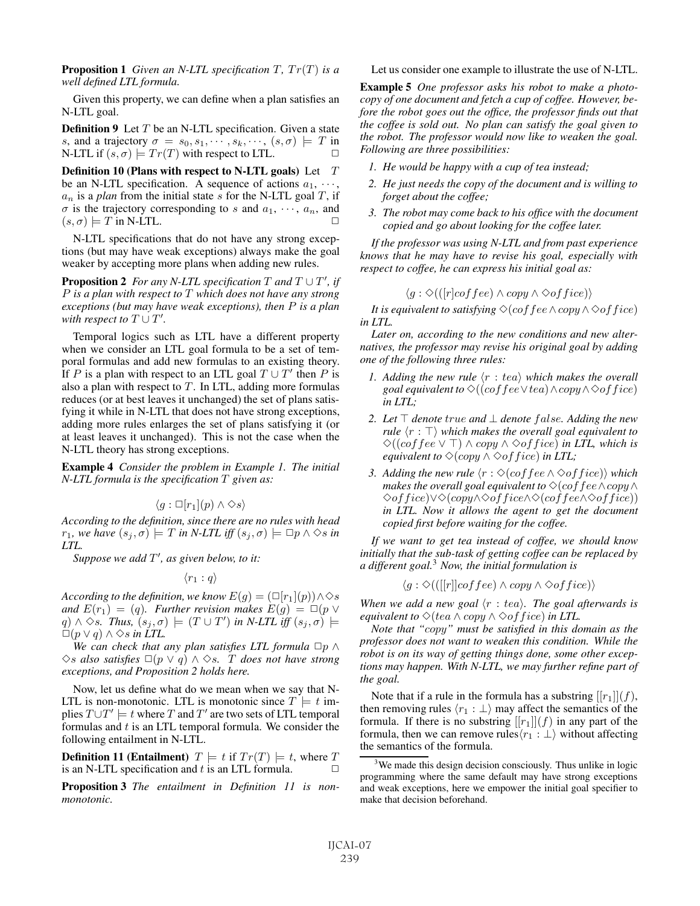**Proposition 1** *Given an N-LTL specification $T$, $Tr(T)$ is a well defined LTL formula.*

Given this property, we can define when a plan satisfies an N-LTL goal.

**Definition 9** Let $T$ be an N-LTL specification. Given a state $s$, and a trajectory $\sigma = s_0, s_1, \cdots, s_k, \cdots$, $(s, \sigma) \models T$ in N-LTL if $(s, \sigma) \models Tr(T)$ with respect to LTL. $\Box$

**Definition 10 (Plans with respect to N-LTL goals)** Let $T$ be an N-LTL specification. A sequence of actions $a_1, \cdots, a_n$ is a *plan* from the initial state $s$ for the N-LTL goal $T$, if $\sigma$ is the trajectory corresponding to $s$ and $a_1, \cdots, a_n$, and $(s, \sigma) \models T$ in N-LTL. $\Box$

N-LTL specifications that do not have any strong exceptions (but may have weak exceptions) always make the goal weaker by accepting more plans when adding new rules.

**Proposition 2** *For any N-LTL specification $T$ and $T \cup T'$, if $P$ is a plan with respect to $T$ which does not have any strong exceptions (but may have weak exceptions), then $P$ is a plan with respect to $T \cup T'$.*

Temporal logics such as LTL have a different property when we consider an LTL goal formula to be a set of temporal formulas and add new formulas to an existing theory. If $P$ is a plan with respect to an LTL goal $T \cup T'$ then $P$ is also a plan with respect to $T$. In LTL, adding more formulas reduces (or at best leaves it unchanged) the set of plans satisfying it while in N-LTL that does not have strong exceptions, adding more rules enlarges the set of plans satisfying it (or at least leaves it unchanged). This is not the case when the N-LTL theory has strong exceptions.

**Example 4** *Consider the problem in Example 1. The initial N-LTL formula is the specification $T$ given as:*

$$\langle g : \Box[r_1](p) \wedge \Diamond s \rangle$$

*According to the definition, since there are no rules with head $r_1$, we have $(s_j, \sigma) \models T$ in N-LTL iff $(s_j, \sigma) \models \Box p \wedge \Diamond s$ in LTL.*

*Suppose we add $T'$, as given below, to it:*

$$\langle r_1 : q \rangle$$

*According to the definition, we know $E(g) = (\Box[r_1](p)) \wedge \Diamond s$ and $E(r_1) = (q)$. Further revision makes $E(g) = \Box(p \vee q) \wedge \Diamond s$. Thus, $(s_j, \sigma) \models (T \cup T')$ in N-LTL iff $(s_j, \sigma) \models \Box(p \vee q) \wedge \Diamond s$ in LTL.*

*We can check that any plan satisfies LTL formula $\Box p \wedge \Diamond s$ also satisfies $\Box(p \vee q) \wedge \Diamond s$. $T$ does not have strong exceptions, and Proposition 2 holds here.*

Now, let us define what do we mean when we say that N-LTL is non-monotonic. LTL is monotonic since $T \models t$ implies $T \cup T' \models t$ where $T$ and $T'$ are two sets of LTL temporal formulas and $t$ is an LTL temporal formula. We consider the following entailment in N-LTL.

**Definition 11 (Entailment)** $T \models t$ if $Tr(T) \models t$, where $T$ is an N-LTL specification and $t$ is an LTL formula. $\Box$

**Proposition 3** *The entailment in Definition 11 is non-monotonic.*

Let us consider one example to illustrate the use of N-LTL.

**Example 5** *One professor asks his robot to make a photocopy of one document and fetch a cup of coffee. However, before the robot goes out the office, the professor finds out that the coffee is sold out. No plan can satisfy the goal given to the robot. The professor would now like to weaken the goal. Following are three possibilities:*

1. *He would be happy with a cup of tea instead;*
2. *He just needs the copy of the document and is willing to forget about the coffee;*
3. *The robot may come back to his office with the document copied and go about looking for the coffee later.*

*If the professor was using N-LTL and from past experience knows that he may have to revise his goal, especially with respect to coffee, he can express his initial goal as:*

$$\langle g : \Diamond(([r]coffee) \wedge copy \wedge \Diamond office) \rangle$$

*It is equivalent to satisfying $\Diamond(coffee \wedge copy \wedge \Diamond office)$ in LTL.*

*Later on, according to the new conditions and new alternatives, the professor may revise his original goal by adding one of the following three rules:*

1. *Adding the new rule $\langle r : tea \rangle$ which makes the overall goal equivalent to $\Diamond((coffee \vee tea) \wedge copy \wedge \Diamond office)$ in LTL;*
2. *Let $\top$ denote $true$ and $\bot$ denote $false$. Adding the new rule $\langle r : \top \rangle$ which makes the overall goal equivalent to $\Diamond((coffee \vee \top) \wedge copy \wedge \Diamond office)$ in LTL, which is equivalent to $\Diamond(copy \wedge \Diamond office)$ in LTL;*
3. *Adding the new rule $\langle r : \Diamond(coffee \wedge \Diamond office) \rangle$ which makes the overall goal equivalent to $\Diamond(coffee \wedge copy \wedge \Diamond office) \vee \Diamond(copy \wedge \Diamond office \wedge \Diamond(coffee \wedge \Diamond office))$ in LTL. Now it allows the agent to get the document copied first before waiting for the coffee.*

*If we want to get tea instead of coffee, we should know initially that the sub-task of getting coffee can be replaced by a different goal.*[3] *Now, the initial formulation is*

$$\langle g : \Diamond(([[r]]coffee) \wedge copy \wedge \Diamond office) \rangle$$

*When we add a new goal $\langle r : tea \rangle$. The goal afterwards is equivalent to $\Diamond(tea \wedge copy \wedge \Diamond office)$ in LTL.*

*Note that "copy" must be satisfied in this domain as the professor does not want to weaken this condition. While the robot is on its way of getting things done, some other exceptions may happen. With N-LTL, we may further refine part of the goal.*

Note that if a rule in the formula has a substring $[[r_1]](f)$, then removing rules $\langle r_1 : \bot \rangle$ may affect the semantics of the formula. If there is no substring $[[r_1]](f)$ in any part of the formula, then we can remove rules $\langle r_1 : \bot \rangle$ without affecting the semantics of the formula.

[3] We made this design decision consciously. Thus unlike in logic programming where the same default may have strong exceptions and weak exceptions, here we empower the initial goal specifier to make that decision beforehand.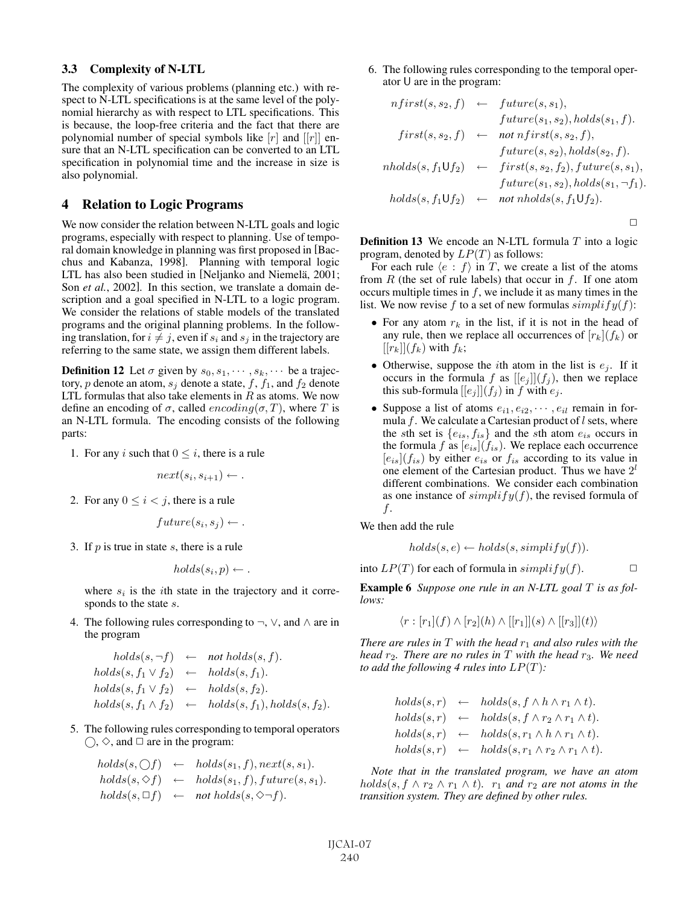### 3.3 Complexity of N-LTL

The complexity of various problems (planning etc.) with respect to N-LTL specifications is at the same level of the polynomial hierarchy as with respect to LTL specifications. This is because, the loop-free criteria and the fact that there are polynomial number of special symbols like $[r]$ and $[[r]]$ ensure that an N-LTL specification can be converted to an LTL specification in polynomial time and the increase in size is also polynomial.

## 4 Relation to Logic Programs

We now consider the relation between N-LTL goals and logic programs, especially with respect to planning. Use of temporal domain knowledge in planning was first proposed in [Bacchus and Kabanza, 1998]. Planning with temporal logic LTL has also been studied in [Neljanko and Niemelä, 2001; Son *et al.*, 2002]. In this section, we translate a domain description and a goal specified in N-LTL to a logic program. We consider the relations of stable models of the translated programs and the original planning problems. In the following translation, for $i \neq j$, even if $s_i$ and $s_j$ in the trajectory are referring to the same state, we assign them different labels.

**Definition 12** Let $\sigma$ given by $s_0, s_1, \cdots, s_k, \cdots$ be a trajectory, $p$ denote an atom, $s_j$ denote a state, $f$, $f_1$, and $f_2$ denote LTL formulas that also take elements in $R$ as atoms. We now define an encoding of $\sigma$, called $encoding(\sigma, T)$, where $T$ is an N-LTL formula. The encoding consists of the following parts:

1. For any $i$ such that $0 \leq i$, there is a rule
$$next(s_i, s_{i+1}) \leftarrow .$$

2. For any $0 \leq i < j$, there is a rule
$$future(s_i, s_j) \leftarrow .$$

3. If $p$ is true in state $s$, there is a rule
$$holds(s_i, p) \leftarrow .$$
where $s_i$ is the $i$th state in the trajectory and it corresponds to the state $s$.

4. The following rules corresponding to $\neg$, $\vee$, and $\wedge$ are in the program
$$\begin{aligned} holds(s, \neg f) &\leftarrow \textit{not } holds(s, f). \\ holds(s, f_1 \vee f_2) &\leftarrow holds(s, f_1). \\ holds(s, f_1 \vee f_2) &\leftarrow holds(s, f_2). \\ holds(s, f_1 \wedge f_2) &\leftarrow holds(s, f_1), holds(s, f_2). \end{aligned}$$

5. The following rules corresponding to temporal operators $\bigcirc$, $\diamond$, and $\square$ are in the program:
$$\begin{aligned} holds(s, \bigcirc f) &\leftarrow holds(s_1, f), next(s, s_1). \\ holds(s, \diamond f) &\leftarrow holds(s_1, f), future(s, s_1). \\ holds(s, \square f) &\leftarrow \textit{not } holds(s, \diamond \neg f). \end{aligned}$$

6. The following rules corresponding to the temporal operator $\mathsf{U}$ are in the program:
$$\begin{aligned} nfirst(s, s_2, f) &\leftarrow future(s, s_1), \\ &\qquad future(s_1, s_2), holds(s_1, f). \\ first(s, s_2, f) &\leftarrow \textit{not } nfirst(s, s_2, f), \\ &\qquad future(s, s_2), holds(s_2, f). \\ nholds(s, f_1 \mathsf{U} f_2) &\leftarrow first(s, s_2, f_2), future(s, s_1), \\ &\qquad future(s_1, s_2), holds(s_1, \neg f_1). \\ holds(s, f_1 \mathsf{U} f_2) &\leftarrow \textit{not } nholds(s, f_1 \mathsf{U} f_2). \end{aligned}$$

□

**Definition 13** We encode an N-LTL formula $T$ into a logic program, denoted by $LP(T)$ as follows:

For each rule $\langle e : f \rangle$ in $T$, we create a list of the atoms from $R$ (the set of rule labels) that occur in $f$. If one atom occurs multiple times in $f$, we include it as many times in the list. We now revise $f$ to a set of new formulas $simplify(f)$:

- For any atom $r_k$ in the list, if it is not in the head of any rule, then we replace all occurrences of $[r_k](f_k)$ or $[[r_k]](f_k)$ with $f_k$;
- Otherwise, suppose the $i$th atom in the list is $e_j$. If it occurs in the formula $f$ as $[[e_j]](f_j)$, then we replace this sub-formula $[[e_j]](f_j)$ in $f$ with $e_j$.
- Suppose a list of atoms $e_{i1}, e_{i2}, \cdots, e_{il}$ remain in formula $f$. We calculate a Cartesian product of $l$ sets, where the $s$th set is $\{e_{is}, f_{is}\}$ and the $s$th atom $e_{is}$ occurs in the formula $f$ as $[e_{is}](f_{is})$. We replace each occurrence $[e_{is}](f_{is})$ by either $e_{is}$ or $f_{is}$ according to its value in one element of the Cartesian product. Thus we have $2^l$ different combinations. We consider each combination as one instance of $simplify(f)$, the revised formula of $f$.

We then add the rule
$$holds(s, e) \leftarrow holds(s, simplify(f)).$$
into $LP(T)$ for each of formula in $simplify(f)$. □

**Example 6** *Suppose one rule in an N-LTL goal $T$ is as follows:*
$$\langle r : [r_1](f) \wedge [r_2](h) \wedge [[r_1]](s) \wedge [[r_3]](t) \rangle$$
*There are rules in $T$ with the head $r_1$ and also rules with the head $r_2$. There are no rules in $T$ with the head $r_3$. We need to add the following 4 rules into $LP(T)$:*
$$\begin{aligned} holds(s, r) &\leftarrow holds(s, f \wedge h \wedge r_1 \wedge t). \\ holds(s, r) &\leftarrow holds(s, f \wedge r_2 \wedge r_1 \wedge t). \\ holds(s, r) &\leftarrow holds(s, r_1 \wedge h \wedge r_1 \wedge t). \\ holds(s, r) &\leftarrow holds(s, r_1 \wedge r_2 \wedge r_1 \wedge t). \end{aligned}$$

*Note that in the translated program, we have an atom $holds(s, f \wedge r_2 \wedge r_1 \wedge t)$. $r_1$ and $r_2$ are not atoms in the transition system. They are defined by other rules.*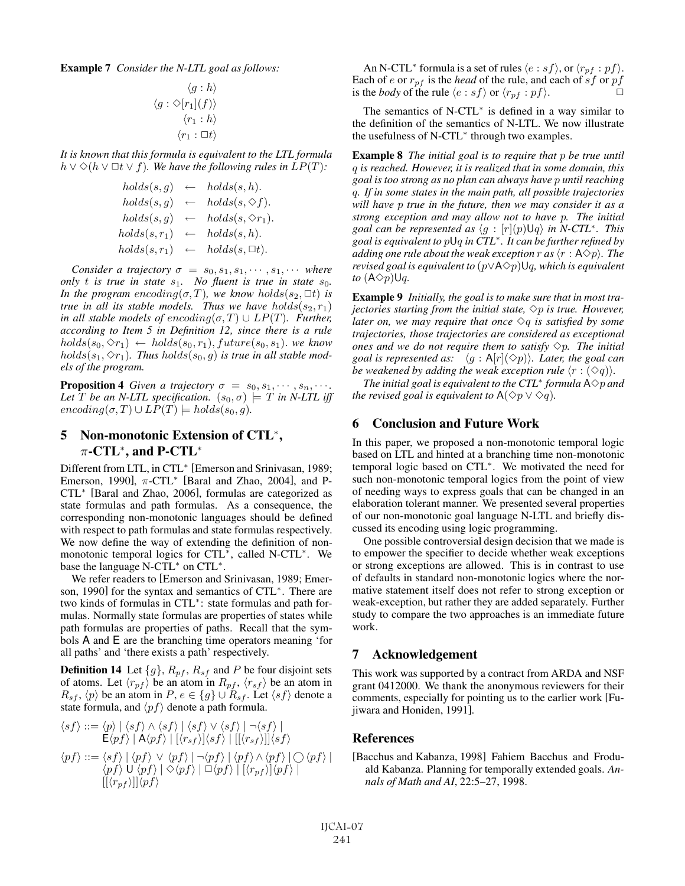**Example 7** *Consider the N-LTL goal as follows:*

$$\langle g : h \rangle$$
$$\langle g : \Diamond[r_1](f) \rangle$$
$$\langle r_1 : h \rangle$$
$$\langle r_1 : \Box t \rangle$$

*It is known that this formula is equivalent to the LTL formula $h \vee \Diamond(h \vee \Box t \vee f)$. We have the following rules in $LP(T)$:*

$$\begin{array}{rcl} holds(s, g) & \leftarrow & holds(s, h). \\ holds(s, g) & \leftarrow & holds(s, \Diamond f). \\ holds(s, g) & \leftarrow & holds(s, \Diamond r_1). \\ holds(s, r_1) & \leftarrow & holds(s, h). \\ holds(s, r_1) & \leftarrow & holds(s, \Box t). \end{array}$$

*Consider a trajectory $\sigma = s_0, s_1, s_1, \cdots, s_1, \cdots$ where only $t$ is true in state $s_1$. No fluent is true in state $s_0$. In the program $encoding(\sigma, T)$, we know $holds(s_2, \Box t)$ is true in all its stable models. Thus we have $holds(s_2, r_1)$ in all stable models of $encoding(\sigma, T) \cup LP(T)$. Further, according to Item 5 in Definition 12, since there is a rule $holds(s_0, \Diamond r_1) \leftarrow holds(s_0, r_1), future(s_0, s_1)$. we know $holds(s_1, \Diamond r_1)$. Thus $holds(s_0, g)$ is true in all stable models of the program.*

**Proposition 4** *Given a trajectory $\sigma = s_0, s_1, \cdots, s_n, \cdots$. Let $T$ be an N-LTL specification. $(s_0, \sigma) \models T$ in N-LTL iff $encoding(\sigma, T) \cup LP(T) \models holds(s_0, g)$.*

## 5 Non-monotonic Extension of CTL*, π-CTL*, and P-CTL*

Different from LTL, in CTL* [Emerson and Srinivasan, 1989; Emerson, 1990], π-CTL* [Baral and Zhao, 2004], and P-CTL* [Baral and Zhao, 2006], formulas are categorized as state formulas and path formulas. As a consequence, the corresponding non-monotonic languages should be defined with respect to path formulas and state formulas respectively. We now define the way of extending the definition of non-monotonic temporal logics for CTL*, called N-CTL*. We base the language N-CTL* on CTL*.

We refer readers to [Emerson and Srinivasan, 1989; Emerson, 1990] for the syntax and semantics of CTL*. There are two kinds of formulas in CTL*: state formulas and path formulas. Normally state formulas are properties of states while path formulas are properties of paths. Recall that the symbols A and E are the branching time operators meaning 'for all paths' and 'there exists a path' respectively.

**Definition 14** Let $\{g\}$, $R_{pf}$, $R_{sf}$ and $P$ be four disjoint sets of atoms. Let $\langle r_{pf} \rangle$ be an atom in $R_{pf}$, $\langle r_{sf} \rangle$ be an atom in $R_{sf}$, $\langle p \rangle$ be an atom in $P$, $e \in \{g\} \cup R_{sf}$. Let $\langle sf \rangle$ denote a state formula, and $\langle pf \rangle$ denote a path formula.

$$\langle sf \rangle ::= \langle p \rangle \mid \langle sf \rangle \wedge \langle sf \rangle \mid \langle sf \rangle \vee \langle sf \rangle \mid \neg \langle sf \rangle \mid \mathsf{E}\langle pf \rangle \mid \mathsf{A}\langle pf \rangle \mid [\langle r_{sf} \rangle]\langle sf \rangle \mid [[\langle r_{sf} \rangle]]\langle sf \rangle$$

$$\langle pf \rangle ::= \langle sf \rangle \mid \langle pf \rangle \vee \langle pf \rangle \mid \neg \langle pf \rangle \mid \langle pf \rangle \wedge \langle pf \rangle \mid \bigcirc \langle pf \rangle \mid \langle pf \rangle \ \mathsf{U} \ \langle pf \rangle \mid \Diamond \langle pf \rangle \mid \Box \langle pf \rangle \mid [\langle r_{pf} \rangle]\langle pf \rangle \mid [[\langle r_{pf} \rangle]]\langle pf \rangle$$

An N-CTL* formula is a set of rules $\langle e : sf \rangle$, or $\langle r_{pf} : pf \rangle$. Each of $e$ or $r_{pf}$ is the *head* of the rule, and each of $sf$ or $pf$ is the *body* of the rule $\langle e : sf \rangle$ or $\langle r_{pf} : pf \rangle$. □

The semantics of N-CTL* is defined in a way similar to the definition of the semantics of N-LTL. We now illustrate the usefulness of N-CTL* through two examples.

**Example 8** *The initial goal is to require that $p$ be true until $q$ is reached. However, it is realized that in some domain, this goal is too strong as no plan can always have $p$ until reaching $q$. If in some states in the main path, all possible trajectories will have $p$ true in the future, then we may consider it as a strong exception and may allow not to have $p$. The initial goal can be represented as $\langle g : [r](p)\mathsf{U}q \rangle$ in N-CTL*. This goal is equivalent to $p\mathsf{U}q$ in CTL*. It can be further refined by adding one rule about the weak exception $r$ as $\langle r : \mathsf{A}\Diamond p \rangle$. The revised goal is equivalent to $(p \vee \mathsf{A}\Diamond p)\mathsf{U}q$, which is equivalent to $(\mathsf{A}\Diamond p)\mathsf{U}q$.*

**Example 9** *Initially, the goal is to make sure that in most trajectories starting from the initial state, $\Diamond p$ is true. However, later on, we may require that once $\Diamond q$ is satisfied by some trajectories, those trajectories are considered as exceptional ones and we do not require them to satisfy $\Diamond p$. The initial goal is represented as: $\langle g : \mathsf{A}[r](\Diamond p) \rangle$. Later, the goal can be weakened by adding the weak exception rule $\langle r : (\Diamond q) \rangle$.*

*The initial goal is equivalent to the CTL* formula $\mathsf{A}\Diamond p$ and the revised goal is equivalent to $\mathsf{A}(\Diamond p \vee \Diamond q)$.*

## 6 Conclusion and Future Work

In this paper, we proposed a non-monotonic temporal logic based on LTL and hinted at a branching time non-monotonic temporal logic based on CTL*. We motivated the need for such non-monotonic temporal logics from the point of view of needing ways to express goals that can be changed in an elaboration tolerant manner. We presented several properties of our non-monotonic goal language N-LTL and briefly discussed its encoding using logic programming.

One possible controversial design decision that we made is to empower the specifier to decide whether weak exceptions or strong exceptions are allowed. This is in contrast to use of defaults in standard non-monotonic logics where the normative statement itself does not refer to strong exception or weak-exception, but rather they are added separately. Further study to compare the two approaches is an immediate future work.

## 7 Acknowledgement

This work was supported by a contract from ARDA and NSF grant 0412000. We thank the anonymous reviewers for their comments, especially for pointing us to the earlier work [Fujiwara and Honiden, 1991].

## References

[Bacchus and Kabanza, 1998] Fahiem Bacchus and Froduald Kabanza. Planning for temporally extended goals. *Annals of Math and AI*, 22:5–27, 1998.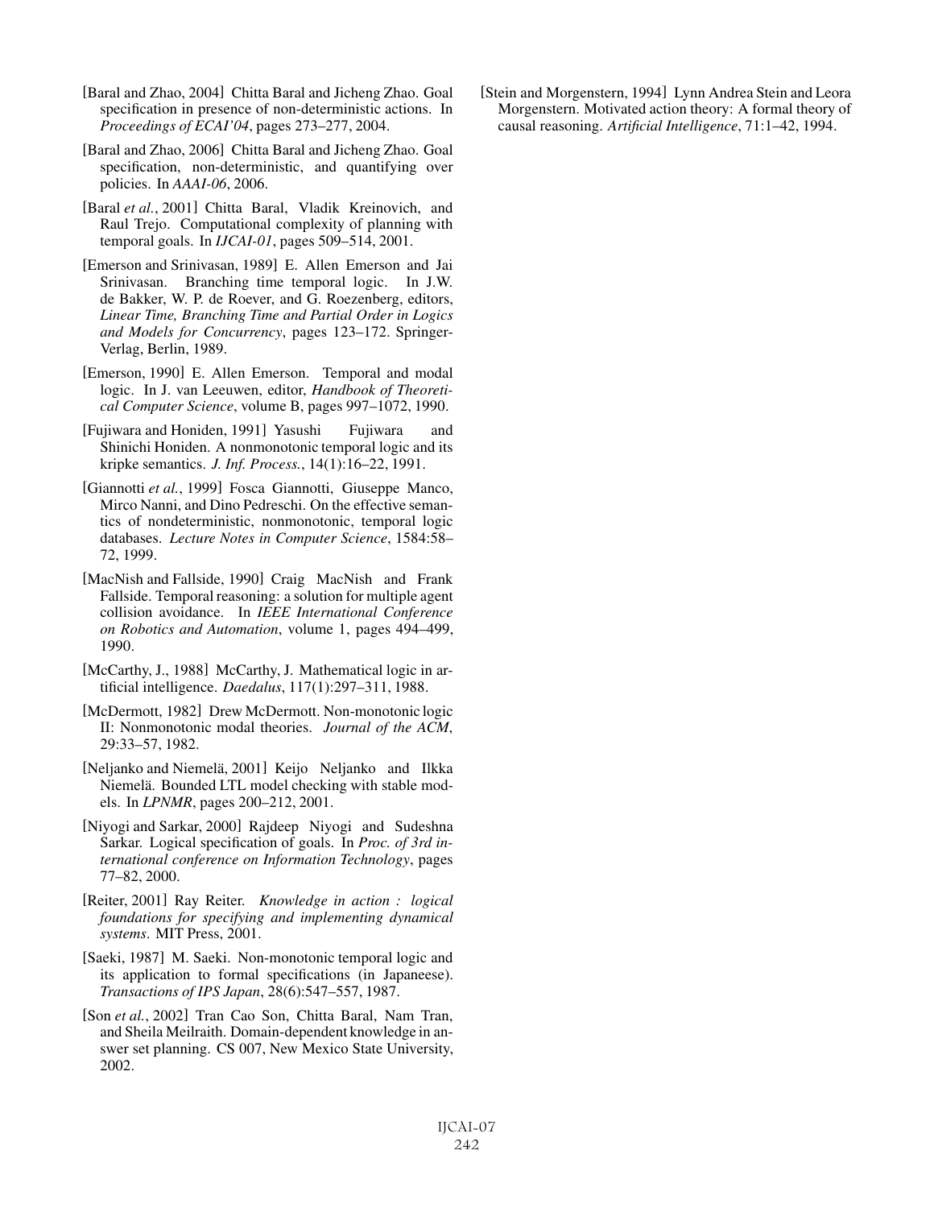[Baral and Zhao, 2004] Chitta Baral and Jicheng Zhao. Goal specification in presence of non-deterministic actions. In *Proceedings of ECAI'04*, pages 273–277, 2004.

[Baral and Zhao, 2006] Chitta Baral and Jicheng Zhao. Goal specification, non-deterministic, and quantifying over policies. In *AAAI-06*, 2006.

[Baral *et al.*, 2001] Chitta Baral, Vladik Kreinovich, and Raul Trejo. Computational complexity of planning with temporal goals. In *IJCAI-01*, pages 509–514, 2001.

[Emerson and Srinivasan, 1989] E. Allen Emerson and Jai Srinivasan. Branching time temporal logic. In J.W. de Bakker, W. P. de Roever, and G. Roezenberg, editors, *Linear Time, Branching Time and Partial Order in Logics and Models for Concurrency*, pages 123–172. Springer-Verlag, Berlin, 1989.

[Emerson, 1990] E. Allen Emerson. Temporal and modal logic. In J. van Leeuwen, editor, *Handbook of Theoretical Computer Science*, volume B, pages 997–1072, 1990.

[Fujiwara and Honiden, 1991] Yasushi Fujiwara and Shinichi Honiden. A nonmonotonic temporal logic and its kripke semantics. *J. Inf. Process.*, 14(1):16–22, 1991.

[Giannotti *et al.*, 1999] Fosca Giannotti, Giuseppe Manco, Mirco Nanni, and Dino Pedreschi. On the effective semantics of nondeterministic, nonmonotonic, temporal logic databases. *Lecture Notes in Computer Science*, 1584:58–72, 1999.

[MacNish and Fallside, 1990] Craig MacNish and Frank Fallside. Temporal reasoning: a solution for multiple agent collision avoidance. In *IEEE International Conference on Robotics and Automation*, volume 1, pages 494–499, 1990.

[McCarthy, J., 1988] McCarthy, J. Mathematical logic in artificial intelligence. *Daedalus*, 117(1):297–311, 1988.

[McDermott, 1982] Drew McDermott. Non-monotonic logic II: Nonmonotonic modal theories. *Journal of the ACM*, 29:33–57, 1982.

[Neljanko and Niemelä, 2001] Keijo Neljanko and Ilkka Niemelä. Bounded LTL model checking with stable models. In *LPNMR*, pages 200–212, 2001.

[Niyogi and Sarkar, 2000] Rajdeep Niyogi and Sudeshna Sarkar. Logical specification of goals. In *Proc. of 3rd international conference on Information Technology*, pages 77–82, 2000.

[Reiter, 2001] Ray Reiter. *Knowledge in action : logical foundations for specifying and implementing dynamical systems*. MIT Press, 2001.

[Saeki, 1987] M. Saeki. Non-monotonic temporal logic and its application to formal specifications (in Japaneese). *Transactions of IPS Japan*, 28(6):547–557, 1987.

[Son *et al.*, 2002] Tran Cao Son, Chitta Baral, Nam Tran, and Sheila Meilraith. Domain-dependent knowledge in answer set planning. CS 007, New Mexico State University, 2002.

[Stein and Morgenstern, 1994] Lynn Andrea Stein and Leora Morgenstern. Motivated action theory: A formal theory of causal reasoning. *Artificial Intelligence*, 71:1–42, 1994.